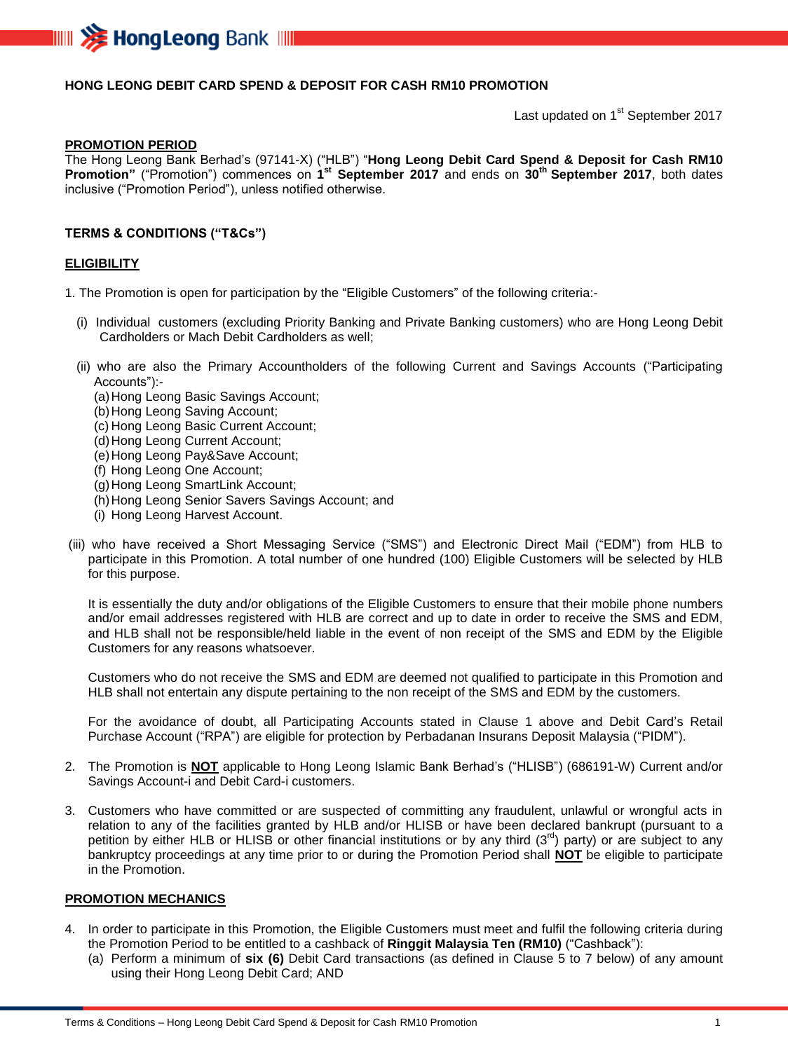## HONG LEONG DEBIT CARD SPEND & DEPOSIT FOR CASH RM10 PROMOTION

Last updated on 1st September 2017

**PROMOTION PERIOD**

The Hong Leong Bank Berhad's (97141-X) ("HLB") "**Hong Leong Debit Card Spend & Deposit for Cash RM10 Promotion"** ("Promotion") commences on **1st September 2017** and ends on **30th September 2017**, both dates inclusive ("Promotion Period"), unless notified otherwise.

### TERMS & CONDITIONS ("T&Cs")

**ELIGIBILITY**

1. The Promotion is open for participation by the "Eligible Customers" of the following criteria:-

   (i) Individual customers (excluding Priority Banking and Private Banking customers) who are Hong Leong Debit Cardholders or Mach Debit Cardholders as well;

   (ii) who are also the Primary Accountholders of the following Current and Savings Accounts ("Participating Accounts"):-
   (a) Hong Leong Basic Savings Account;
   (b) Hong Leong Saving Account;
   (c) Hong Leong Basic Current Account;
   (d) Hong Leong Current Account;
   (e) Hong Leong Pay&Save Account;
   (f) Hong Leong One Account;
   (g) Hong Leong SmartLink Account;
   (h) Hong Leong Senior Savers Savings Account; and
   (i) Hong Leong Harvest Account.

   (iii) who have received a Short Messaging Service ("SMS") and Electronic Direct Mail ("EDM") from HLB to participate in this Promotion. A total number of one hundred (100) Eligible Customers will be selected by HLB for this purpose.

   It is essentially the duty and/or obligations of the Eligible Customers to ensure that their mobile phone numbers and/or email addresses registered with HLB are correct and up to date in order to receive the SMS and EDM, and HLB shall not be responsible/held liable in the event of non receipt of the SMS and EDM by the Eligible Customers for any reasons whatsoever.

   Customers who do not receive the SMS and EDM are deemed not qualified to participate in this Promotion and HLB shall not entertain any dispute pertaining to the non receipt of the SMS and EDM by the customers.

   For the avoidance of doubt, all Participating Accounts stated in Clause 1 above and Debit Card's Retail Purchase Account ("RPA") are eligible for protection by Perbadanan Insurans Deposit Malaysia ("PIDM").

2. The Promotion is **NOT** applicable to Hong Leong Islamic Bank Berhad's ("HLISB") (686191-W) Current and/or Savings Account-i and Debit Card-i customers.

3. Customers who have committed or are suspected of committing any fraudulent, unlawful or wrongful acts in relation to any of the facilities granted by HLB and/or HLISB or have been declared bankrupt (pursuant to a petition by either HLB or HLISB or other financial institutions or by any third (3rd) party) or are subject to any bankruptcy proceedings at any time prior to or during the Promotion Period shall **NOT** be eligible to participate in the Promotion.

**PROMOTION MECHANICS**

4. In order to participate in this Promotion, the Eligible Customers must meet and fulfil the following criteria during the Promotion Period to be entitled to a cashback of **Ringgit Malaysia Ten (RM10)** ("Cashback"):
   (a) Perform a minimum of **six (6)** Debit Card transactions (as defined in Clause 5 to 7 below) of any amount using their Hong Leong Debit Card; AND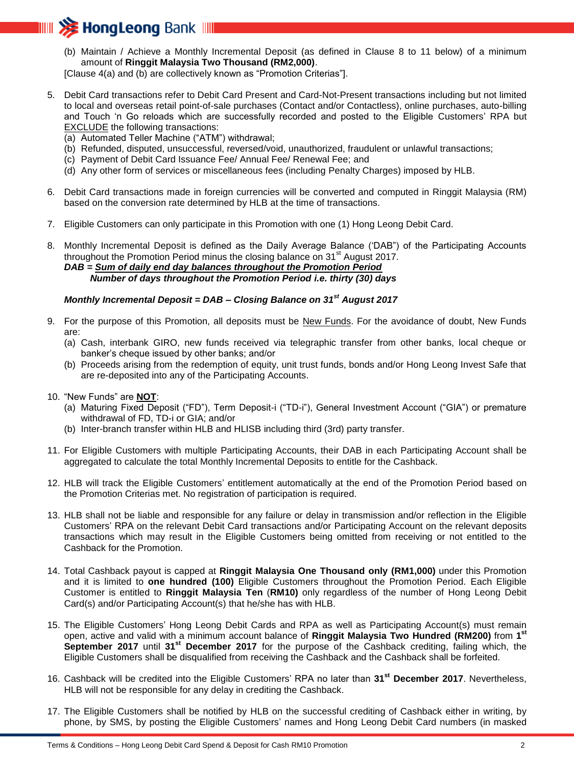(b) Maintain / Achieve a Monthly Incremental Deposit (as defined in Clause 8 to 11 below) of a minimum amount of **Ringgit Malaysia Two Thousand (RM2,000)**.

[Clause 4(a) and (b) are collectively known as "Promotion Criterias"].

5. Debit Card transactions refer to Debit Card Present and Card-Not-Present transactions including but not limited to local and overseas retail point-of-sale purchases (Contact and/or Contactless), online purchases, auto-billing and Touch 'n Go reloads which are successfully recorded and posted to the Eligible Customers' RPA but EXCLUDE the following transactions:
   (a) Automated Teller Machine ("ATM") withdrawal;
   (b) Refunded, disputed, unsuccessful, reversed/void, unauthorized, fraudulent or unlawful transactions;
   (c) Payment of Debit Card Issuance Fee/ Annual Fee/ Renewal Fee; and
   (d) Any other form of services or miscellaneous fees (including Penalty Charges) imposed by HLB.

6. Debit Card transactions made in foreign currencies will be converted and computed in Ringgit Malaysia (RM) based on the conversion rate determined by HLB at the time of transactions.

7. Eligible Customers can only participate in this Promotion with one (1) Hong Leong Debit Card.

8. Monthly Incremental Deposit is defined as the Daily Average Balance ('DAB") of the Participating Accounts throughout the Promotion Period minus the closing balance on 31st August 2017.

   ***DAB =** **Sum of daily end day balances throughout the Promotion Period***
   ***Number of days throughout the Promotion Period i.e. thirty (30) days***

   ***Monthly Incremental Deposit = DAB – Closing Balance on 31st August 2017***

9. For the purpose of this Promotion, all deposits must be New Funds. For the avoidance of doubt, New Funds are:
   (a) Cash, interbank GIRO, new funds received via telegraphic transfer from other banks, local cheque or banker's cheque issued by other banks; and/or
   (b) Proceeds arising from the redemption of equity, unit trust funds, bonds and/or Hong Leong Invest Safe that are re-deposited into any of the Participating Accounts.

10. "New Funds" are **NOT**:
    (a) Maturing Fixed Deposit ("FD"), Term Deposit-i ("TD-i"), General Investment Account ("GIA") or premature withdrawal of FD, TD-i or GIA; and/or
    (b) Inter-branch transfer within HLB and HLISB including third (3rd) party transfer.

11. For Eligible Customers with multiple Participating Accounts, their DAB in each Participating Account shall be aggregated to calculate the total Monthly Incremental Deposits to entitle for the Cashback.

12. HLB will track the Eligible Customers' entitlement automatically at the end of the Promotion Period based on the Promotion Criterias met. No registration of participation is required.

13. HLB shall not be liable and responsible for any failure or delay in transmission and/or reflection in the Eligible Customers' RPA on the relevant Debit Card transactions and/or Participating Account on the relevant deposits transactions which may result in the Eligible Customers being omitted from receiving or not entitled to the Cashback for the Promotion.

14. Total Cashback payout is capped at **Ringgit Malaysia One Thousand only (RM1,000)** under this Promotion and it is limited to **one hundred (100)** Eligible Customers throughout the Promotion Period. Each Eligible Customer is entitled to **Ringgit Malaysia Ten** (**RM10)** only regardless of the number of Hong Leong Debit Card(s) and/or Participating Account(s) that he/she has with HLB.

15. The Eligible Customers' Hong Leong Debit Cards and RPA as well as Participating Account(s) must remain open, active and valid with a minimum account balance of **Ringgit Malaysia Two Hundred (RM200)** from **1st September 2017** until **31st December 2017** for the purpose of the Cashback crediting, failing which, the Eligible Customers shall be disqualified from receiving the Cashback and the Cashback shall be forfeited.

16. Cashback will be credited into the Eligible Customers' RPA no later than **31st December 2017**. Nevertheless, HLB will not be responsible for any delay in crediting the Cashback.

17. The Eligible Customers shall be notified by HLB on the successful crediting of Cashback either in writing, by phone, by SMS, by posting the Eligible Customers' names and Hong Leong Debit Card numbers (in masked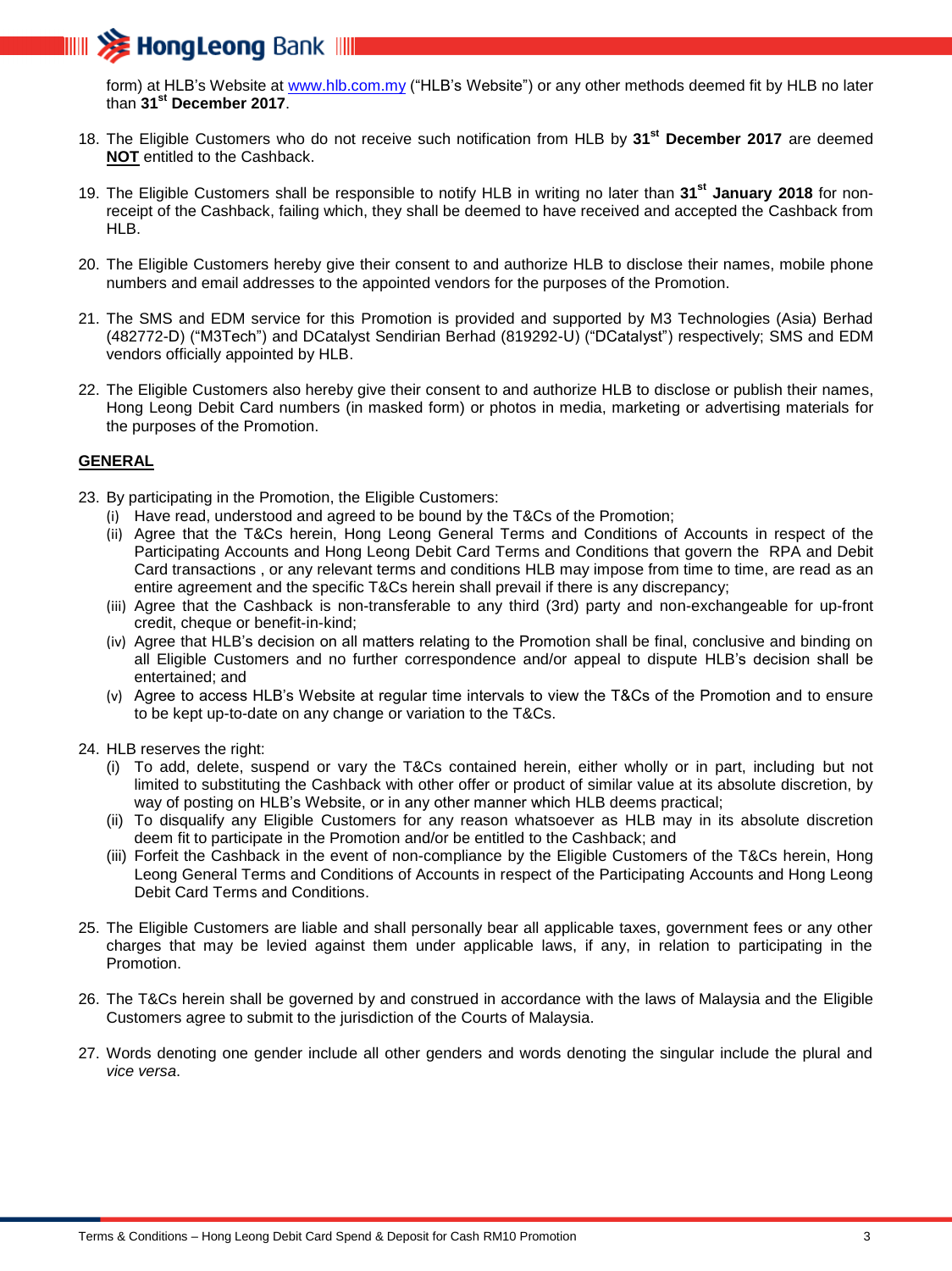form) at HLB's Website at www.hlb.com.my ("HLB's Website") or any other methods deemed fit by HLB no later than **31st December 2017**.

18. The Eligible Customers who do not receive such notification from HLB by **31st December 2017** are deemed **NOT** entitled to the Cashback.

19. The Eligible Customers shall be responsible to notify HLB in writing no later than **31st January 2018** for non-receipt of the Cashback, failing which, they shall be deemed to have received and accepted the Cashback from HLB.

20. The Eligible Customers hereby give their consent to and authorize HLB to disclose their names, mobile phone numbers and email addresses to the appointed vendors for the purposes of the Promotion.

21. The SMS and EDM service for this Promotion is provided and supported by M3 Technologies (Asia) Berhad (482772-D) ("M3Tech") and DCatalyst Sendirian Berhad (819292-U) ("DCatalyst") respectively; SMS and EDM vendors officially appointed by HLB.

22. The Eligible Customers also hereby give their consent to and authorize HLB to disclose or publish their names, Hong Leong Debit Card numbers (in masked form) or photos in media, marketing or advertising materials for the purposes of the Promotion.

## GENERAL

23. By participating in the Promotion, the Eligible Customers:
    (i) Have read, understood and agreed to be bound by the T&Cs of the Promotion;
    (ii) Agree that the T&Cs herein, Hong Leong General Terms and Conditions of Accounts in respect of the Participating Accounts and Hong Leong Debit Card Terms and Conditions that govern the RPA and Debit Card transactions , or any relevant terms and conditions HLB may impose from time to time, are read as an entire agreement and the specific T&Cs herein shall prevail if there is any discrepancy;
    (iii) Agree that the Cashback is non-transferable to any third (3rd) party and non-exchangeable for up-front credit, cheque or benefit-in-kind;
    (iv) Agree that HLB's decision on all matters relating to the Promotion shall be final, conclusive and binding on all Eligible Customers and no further correspondence and/or appeal to dispute HLB's decision shall be entertained; and
    (v) Agree to access HLB's Website at regular time intervals to view the T&Cs of the Promotion and to ensure to be kept up-to-date on any change or variation to the T&Cs.

24. HLB reserves the right:
    (i) To add, delete, suspend or vary the T&Cs contained herein, either wholly or in part, including but not limited to substituting the Cashback with other offer or product of similar value at its absolute discretion, by way of posting on HLB's Website, or in any other manner which HLB deems practical;
    (ii) To disqualify any Eligible Customers for any reason whatsoever as HLB may in its absolute discretion deem fit to participate in the Promotion and/or be entitled to the Cashback; and
    (iii) Forfeit the Cashback in the event of non-compliance by the Eligible Customers of the T&Cs herein, Hong Leong General Terms and Conditions of Accounts in respect of the Participating Accounts and Hong Leong Debit Card Terms and Conditions.

25. The Eligible Customers are liable and shall personally bear all applicable taxes, government fees or any other charges that may be levied against them under applicable laws, if any, in relation to participating in the Promotion.

26. The T&Cs herein shall be governed by and construed in accordance with the laws of Malaysia and the Eligible Customers agree to submit to the jurisdiction of the Courts of Malaysia.

27. Words denoting one gender include all other genders and words denoting the singular include the plural and *vice versa*.